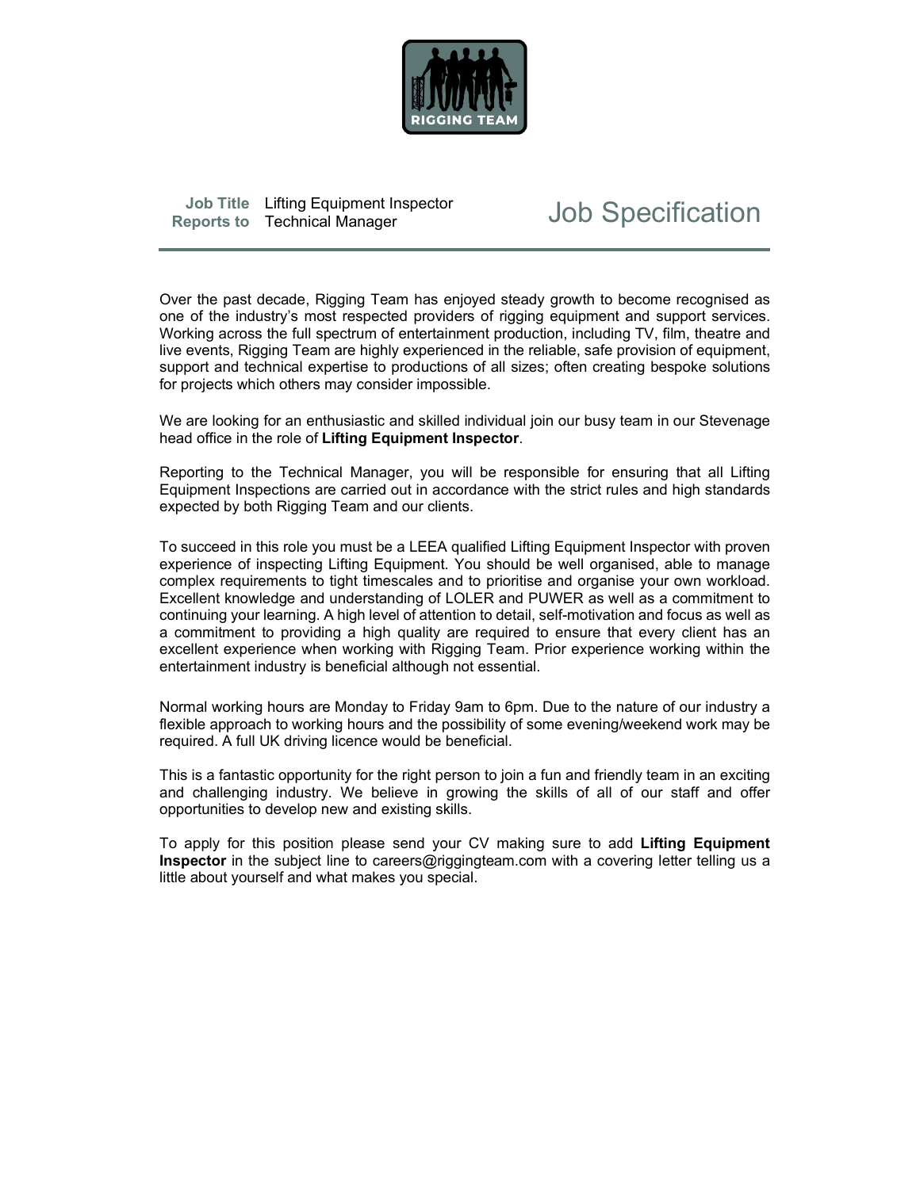RIGGING TEAM

**Job Title** Lifting Equipment Inspector
**Reports to** Technical Manager

# Job Specification

Over the past decade, Rigging Team has enjoyed steady growth to become recognised as one of the industry's most respected providers of rigging equipment and support services. Working across the full spectrum of entertainment production, including TV, film, theatre and live events, Rigging Team are highly experienced in the reliable, safe provision of equipment, support and technical expertise to productions of all sizes; often creating bespoke solutions for projects which others may consider impossible.

We are looking for an enthusiastic and skilled individual join our busy team in our Stevenage head office in the role of **Lifting Equipment Inspector**.

Reporting to the Technical Manager, you will be responsible for ensuring that all Lifting Equipment Inspections are carried out in accordance with the strict rules and high standards expected by both Rigging Team and our clients.

To succeed in this role you must be a LEEA qualified Lifting Equipment Inspector with proven experience of inspecting Lifting Equipment. You should be well organised, able to manage complex requirements to tight timescales and to prioritise and organise your own workload. Excellent knowledge and understanding of LOLER and PUWER as well as a commitment to continuing your learning. A high level of attention to detail, self-motivation and focus as well as a commitment to providing a high quality are required to ensure that every client has an excellent experience when working with Rigging Team. Prior experience working within the entertainment industry is beneficial although not essential.

Normal working hours are Monday to Friday 9am to 6pm. Due to the nature of our industry a flexible approach to working hours and the possibility of some evening/weekend work may be required. A full UK driving licence would be beneficial.

This is a fantastic opportunity for the right person to join a fun and friendly team in an exciting and challenging industry. We believe in growing the skills of all of our staff and offer opportunities to develop new and existing skills.

To apply for this position please send your CV making sure to add **Lifting Equipment Inspector** in the subject line to careers@riggingteam.com with a covering letter telling us a little about yourself and what makes you special.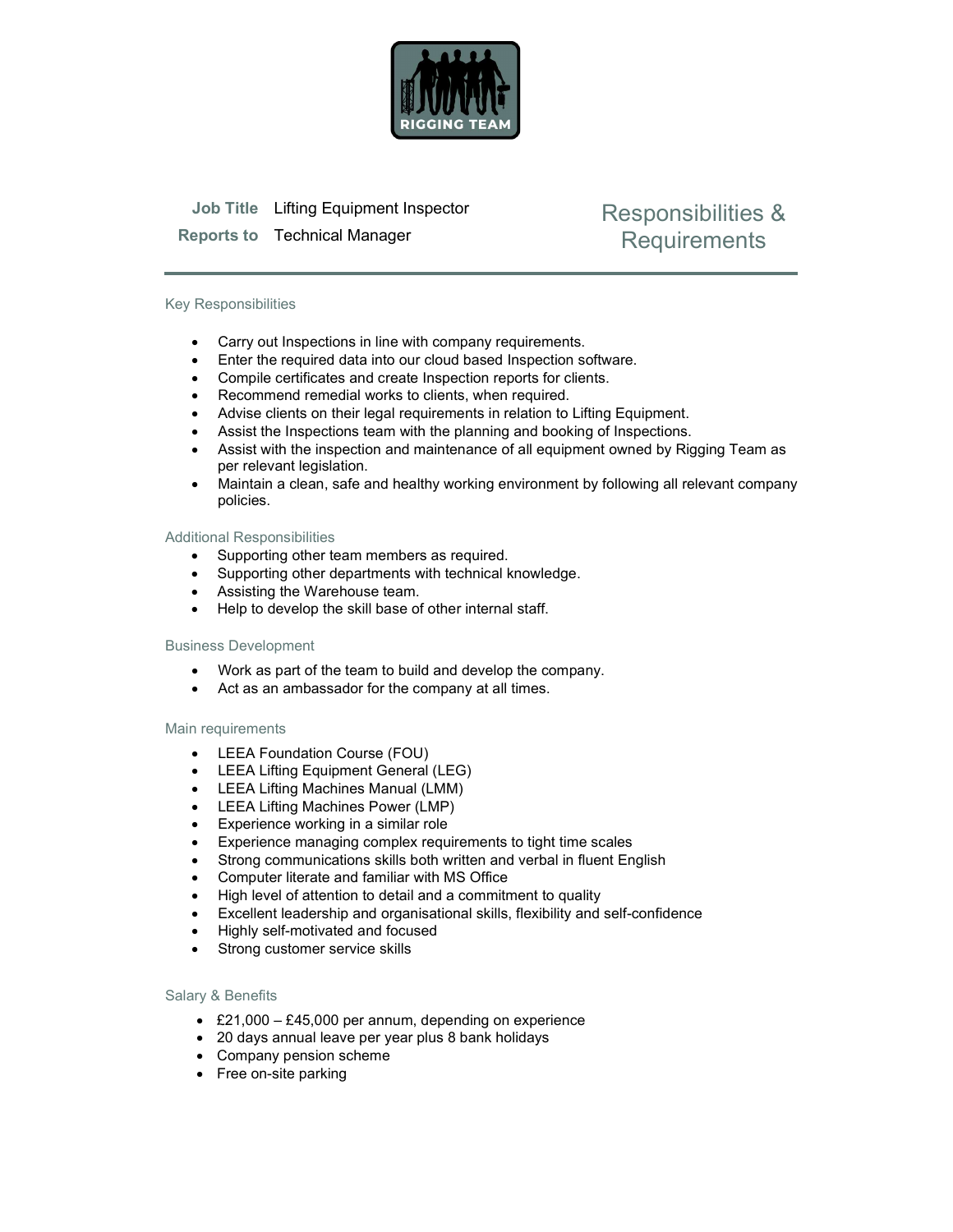RIGGING TEAM

**Job Title** Lifting Equipment Inspector

**Reports to** Technical Manager

# Responsibilities & Requirements

## Key Responsibilities

- Carry out Inspections in line with company requirements.
- Enter the required data into our cloud based Inspection software.
- Compile certificates and create Inspection reports for clients.
- Recommend remedial works to clients, when required.
- Advise clients on their legal requirements in relation to Lifting Equipment.
- Assist the Inspections team with the planning and booking of Inspections.
- Assist with the inspection and maintenance of all equipment owned by Rigging Team as per relevant legislation.
- Maintain a clean, safe and healthy working environment by following all relevant company policies.

## Additional Responsibilities

- Supporting other team members as required.
- Supporting other departments with technical knowledge.
- Assisting the Warehouse team.
- Help to develop the skill base of other internal staff.

## Business Development

- Work as part of the team to build and develop the company.
- Act as an ambassador for the company at all times.

## Main requirements

- LEEA Foundation Course (FOU)
- LEEA Lifting Equipment General (LEG)
- LEEA Lifting Machines Manual (LMM)
- LEEA Lifting Machines Power (LMP)
- Experience working in a similar role
- Experience managing complex requirements to tight time scales
- Strong communications skills both written and verbal in fluent English
- Computer literate and familiar with MS Office
- High level of attention to detail and a commitment to quality
- Excellent leadership and organisational skills, flexibility and self-confidence
- Highly self-motivated and focused
- Strong customer service skills

## Salary & Benefits

- £21,000 – £45,000 per annum, depending on experience
- 20 days annual leave per year plus 8 bank holidays
- Company pension scheme
- Free on-site parking